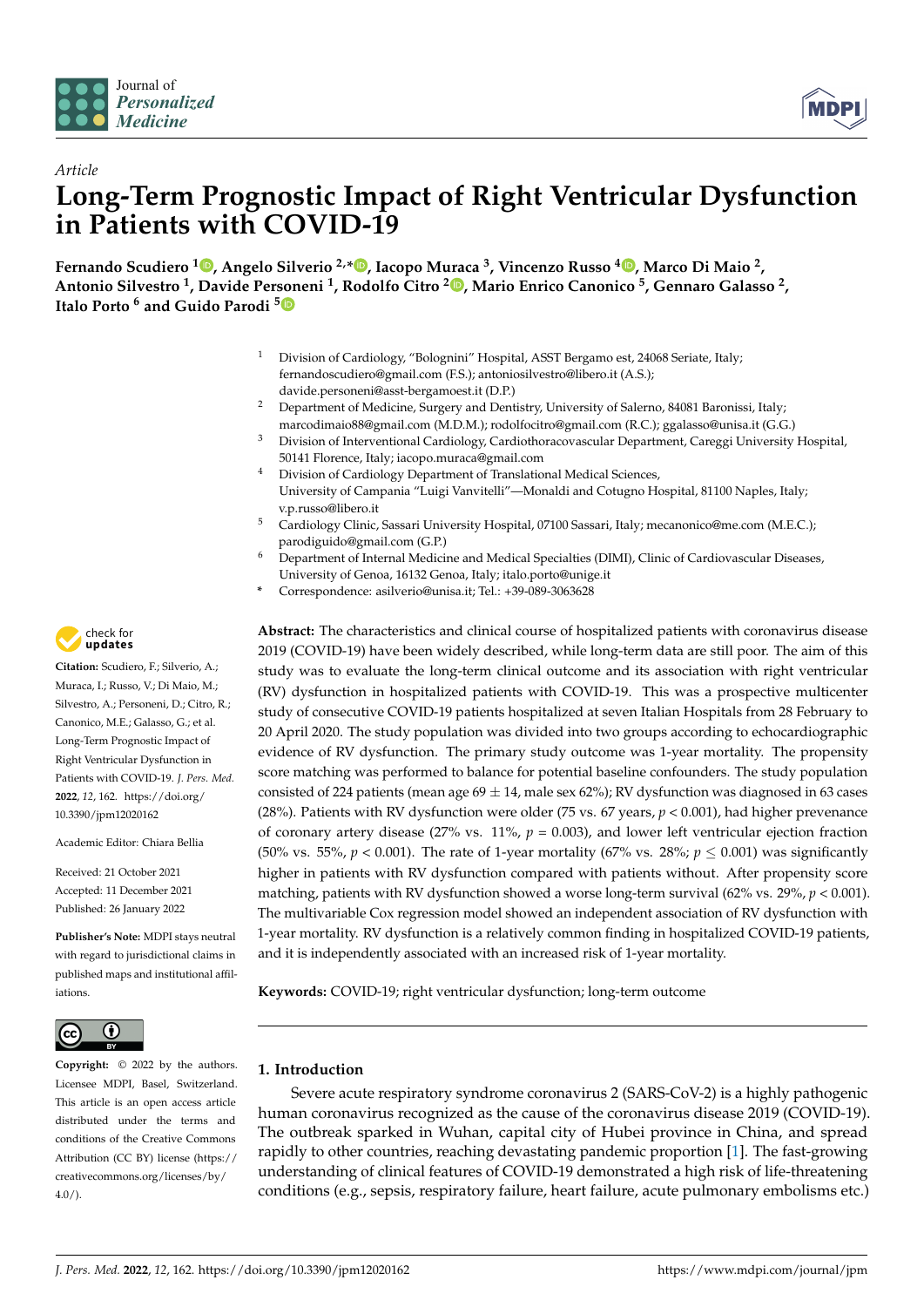*Article*

# Long-Term Prognostic Impact of Right Ventricular Dysfunction in Patients with COVID-19

**Fernando Scudiero [1], Angelo Silverio [2,*], Iacopo Muraca [3], Vincenzo Russo [4], Marco Di Maio [2], Antonio Silvestro [1], Davide Personeni [1], Rodolfo Citro [2], Mario Enrico Canonico [5], Gennaro Galasso [2], Italo Porto [6] and Guido Parodi [5]**

1. Division of Cardiology, "Bolognini" Hospital, ASST Bergamo est, 24068 Seriate, Italy; fernandoscudiero@gmail.com (F.S.); antoniosilvestro@libero.it (A.S.); davide.personeni@asst-bergamoest.it (D.P.)
2. Department of Medicine, Surgery and Dentistry, University of Salerno, 84081 Baronissi, Italy; marcodimaio88@gmail.com (M.D.M.); rodolfocitro@gmail.com (R.C.); ggalasso@unisa.it (G.G.)
3. Division of Interventional Cardiology, Cardiothoracovascular Department, Careggi University Hospital, 50141 Florence, Italy; iacopo.muraca@gmail.com
4. Division of Cardiology Department of Translational Medical Sciences, University of Campania "Luigi Vanvitelli"—Monaldi and Cotugno Hospital, 81100 Naples, Italy; v.p.russo@libero.it
5. Cardiology Clinic, Sassari University Hospital, 07100 Sassari, Italy; mecanonico@me.com (M.E.C.); parodiguido@gmail.com (G.P.)
6. Department of Internal Medicine and Medical Specialties (DIMI), Clinic of Cardiovascular Diseases, University of Genoa, 16132 Genoa, Italy; italo.porto@unige.it

\* Correspondence: asilverio@unisa.it; Tel.: +39-089-3063628

**Citation:** Scudiero, F.; Silverio, A.; Muraca, I.; Russo, V.; Di Maio, M.; Silvestro, A.; Personeni, D.; Citro, R.; Canonico, M.E.; Galasso, G.; et al. Long-Term Prognostic Impact of Right Ventricular Dysfunction in Patients with COVID-19. *J. Pers. Med.* **2022**, *12*, 162. https://doi.org/10.3390/jpm12020162

Academic Editor: Chiara Bellia

Received: 21 October 2021
Accepted: 11 December 2021
Published: 26 January 2022

**Publisher's Note:** MDPI stays neutral with regard to jurisdictional claims in published maps and institutional affiliations.

**Copyright:** © 2022 by the authors. Licensee MDPI, Basel, Switzerland. This article is an open access article distributed under the terms and conditions of the Creative Commons Attribution (CC BY) license (https://creativecommons.org/licenses/by/4.0/).

**Abstract:** The characteristics and clinical course of hospitalized patients with coronavirus disease 2019 (COVID-19) have been widely described, while long-term data are still poor. The aim of this study was to evaluate the long-term clinical outcome and its association with right ventricular (RV) dysfunction in hospitalized patients with COVID-19. This was a prospective multicenter study of consecutive COVID-19 patients hospitalized at seven Italian Hospitals from 28 February to 20 April 2020. The study population was divided into two groups according to echocardiographic evidence of RV dysfunction. The primary study outcome was 1-year mortality. The propensity score matching was performed to balance for potential baseline confounders. The study population consisted of 224 patients (mean age 69 ± 14, male sex 62%); RV dysfunction was diagnosed in 63 cases (28%). Patients with RV dysfunction were older (75 vs. 67 years, $p < 0.001$), had higher prevenance of coronary artery disease (27% vs. 11%, $p = 0.003$), and lower left ventricular ejection fraction (50% vs. 55%, $p < 0.001$). The rate of 1-year mortality (67% vs. 28%; $p \leq 0.001$) was significantly higher in patients with RV dysfunction compared with patients without. After propensity score matching, patients with RV dysfunction showed a worse long-term survival (62% vs. 29%, $p < 0.001$). The multivariable Cox regression model showed an independent association of RV dysfunction with 1-year mortality. RV dysfunction is a relatively common finding in hospitalized COVID-19 patients, and it is independently associated with an increased risk of 1-year mortality.

**Keywords:** COVID-19; right ventricular dysfunction; long-term outcome

## 1. Introduction

Severe acute respiratory syndrome coronavirus 2 (SARS-CoV-2) is a highly pathogenic human coronavirus recognized as the cause of the coronavirus disease 2019 (COVID-19). The outbreak sparked in Wuhan, capital city of Hubei province in China, and spread rapidly to other countries, reaching devastating pandemic proportion [1]. The fast-growing understanding of clinical features of COVID-19 demonstrated a high risk of life-threatening conditions (e.g., sepsis, respiratory failure, heart failure, acute pulmonary embolisms etc.)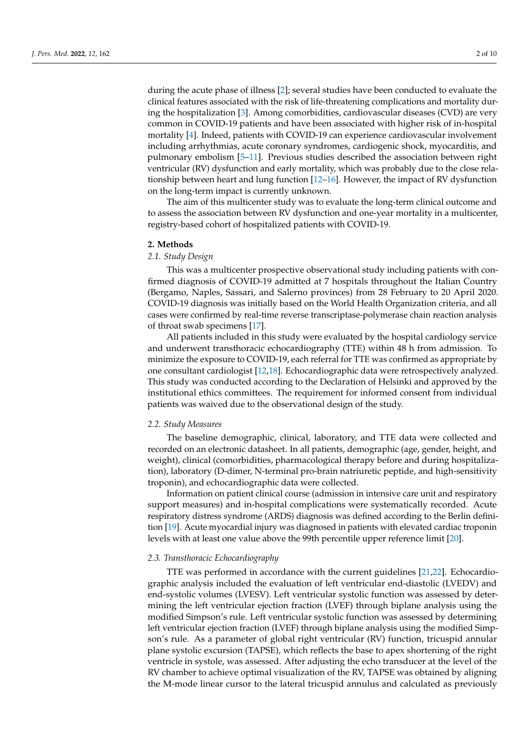during the acute phase of illness [2]; several studies have been conducted to evaluate the clinical features associated with the risk of life-threatening complications and mortality during the hospitalization [3]. Among comorbidities, cardiovascular diseases (CVD) are very common in COVID-19 patients and have been associated with higher risk of in-hospital mortality [4]. Indeed, patients with COVID-19 can experience cardiovascular involvement including arrhythmias, acute coronary syndromes, cardiogenic shock, myocarditis, and pulmonary embolism [5–11]. Previous studies described the association between right ventricular (RV) dysfunction and early mortality, which was probably due to the close relationship between heart and lung function [12–16]. However, the impact of RV dysfunction on the long-term impact is currently unknown.

The aim of this multicenter study was to evaluate the long-term clinical outcome and to assess the association between RV dysfunction and one-year mortality in a multicenter, registry-based cohort of hospitalized patients with COVID-19.

## 2. Methods

### 2.1. Study Design

This was a multicenter prospective observational study including patients with confirmed diagnosis of COVID-19 admitted at 7 hospitals throughout the Italian Country (Bergamo, Naples, Sassari, and Salerno provinces) from 28 February to 20 April 2020. COVID-19 diagnosis was initially based on the World Health Organization criteria, and all cases were confirmed by real-time reverse transcriptase-polymerase chain reaction analysis of throat swab specimens [17].

All patients included in this study were evaluated by the hospital cardiology service and underwent transthoracic echocardiography (TTE) within 48 h from admission. To minimize the exposure to COVID-19, each referral for TTE was confirmed as appropriate by one consultant cardiologist [12,18]. Echocardiographic data were retrospectively analyzed. This study was conducted according to the Declaration of Helsinki and approved by the institutional ethics committees. The requirement for informed consent from individual patients was waived due to the observational design of the study.

### 2.2. Study Measures

The baseline demographic, clinical, laboratory, and TTE data were collected and recorded on an electronic datasheet. In all patients, demographic (age, gender, height, and weight), clinical (comorbidities, pharmacological therapy before and during hospitalization), laboratory (D-dimer, N-terminal pro-brain natriuretic peptide, and high-sensitivity troponin), and echocardiographic data were collected.

Information on patient clinical course (admission in intensive care unit and respiratory support measures) and in-hospital complications were systematically recorded. Acute respiratory distress syndrome (ARDS) diagnosis was defined according to the Berlin definition [19]. Acute myocardial injury was diagnosed in patients with elevated cardiac troponin levels with at least one value above the 99th percentile upper reference limit [20].

### 2.3. Transthoracic Echocardiography

TTE was performed in accordance with the current guidelines [21,22]. Echocardiographic analysis included the evaluation of left ventricular end-diastolic (LVEDV) and end-systolic volumes (LVESV). Left ventricular systolic function was assessed by determining the left ventricular ejection fraction (LVEF) through biplane analysis using the modified Simpson's rule. Left ventricular systolic function was assessed by determining left ventricular ejection fraction (LVEF) through biplane analysis using the modified Simpson's rule. As a parameter of global right ventricular (RV) function, tricuspid annular plane systolic excursion (TAPSE), which reflects the base to apex shortening of the right ventricle in systole, was assessed. After adjusting the echo transducer at the level of the RV chamber to achieve optimal visualization of the RV, TAPSE was obtained by aligning the M-mode linear cursor to the lateral tricuspid annulus and calculated as previously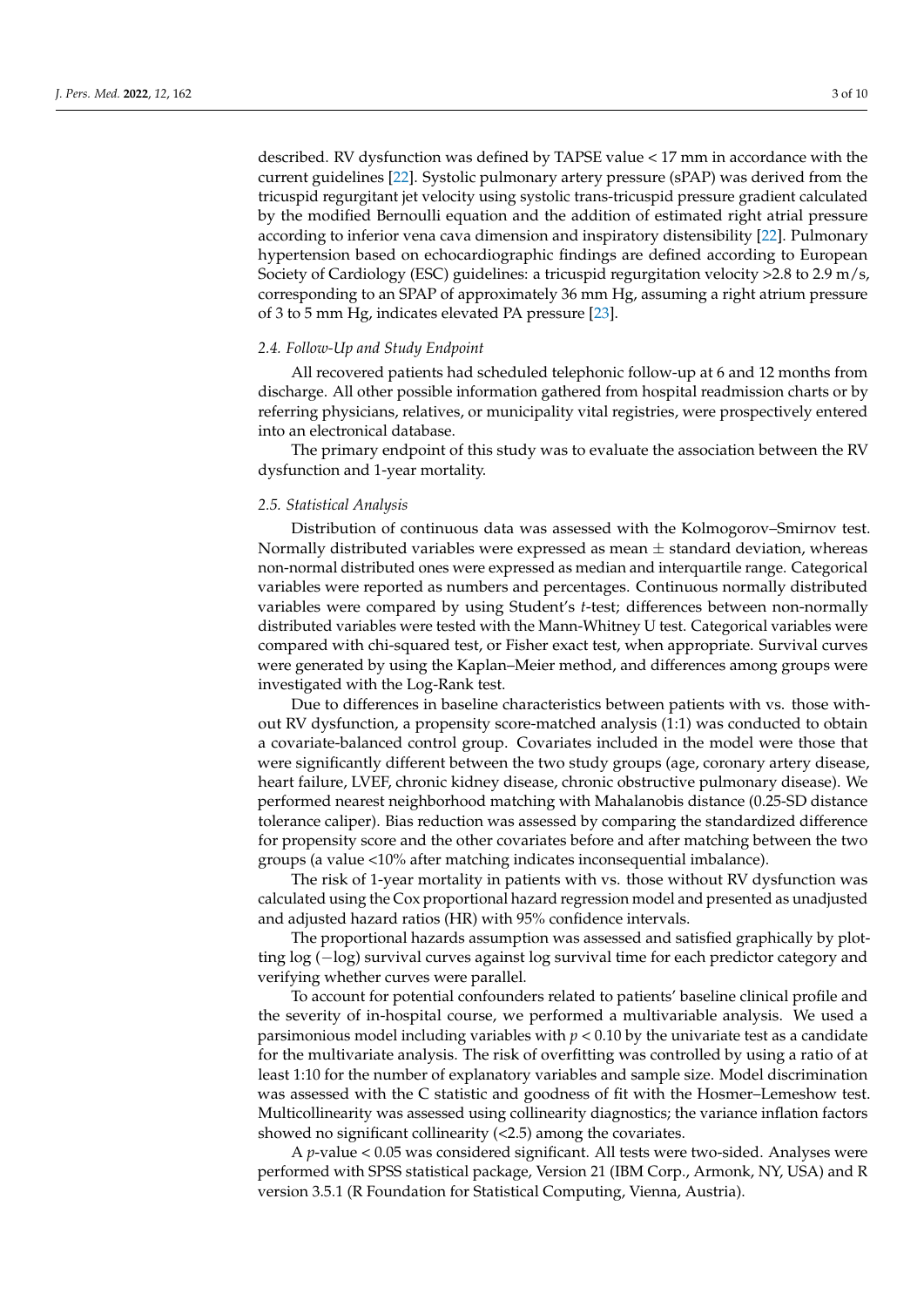described. RV dysfunction was defined by TAPSE value < 17 mm in accordance with the current guidelines [22]. Systolic pulmonary artery pressure (sPAP) was derived from the tricuspid regurgitant jet velocity using systolic trans-tricuspid pressure gradient calculated by the modified Bernoulli equation and the addition of estimated right atrial pressure according to inferior vena cava dimension and inspiratory distensibility [22]. Pulmonary hypertension based on echocardiographic findings are defined according to European Society of Cardiology (ESC) guidelines: a tricuspid regurgitation velocity >2.8 to 2.9 m/s, corresponding to an SPAP of approximately 36 mm Hg, assuming a right atrium pressure of 3 to 5 mm Hg, indicates elevated PA pressure [23].

### 2.4. Follow-Up and Study Endpoint

All recovered patients had scheduled telephonic follow-up at 6 and 12 months from discharge. All other possible information gathered from hospital readmission charts or by referring physicians, relatives, or municipality vital registries, were prospectively entered into an electronical database.

The primary endpoint of this study was to evaluate the association between the RV dysfunction and 1-year mortality.

### 2.5. Statistical Analysis

Distribution of continuous data was assessed with the Kolmogorov–Smirnov test. Normally distributed variables were expressed as mean ± standard deviation, whereas non-normal distributed ones were expressed as median and interquartile range. Categorical variables were reported as numbers and percentages. Continuous normally distributed variables were compared by using Student's *t*-test; differences between non-normally distributed variables were tested with the Mann-Whitney U test. Categorical variables were compared with chi-squared test, or Fisher exact test, when appropriate. Survival curves were generated by using the Kaplan–Meier method, and differences among groups were investigated with the Log-Rank test.

Due to differences in baseline characteristics between patients with vs. those without RV dysfunction, a propensity score-matched analysis (1:1) was conducted to obtain a covariate-balanced control group. Covariates included in the model were those that were significantly different between the two study groups (age, coronary artery disease, heart failure, LVEF, chronic kidney disease, chronic obstructive pulmonary disease). We performed nearest neighborhood matching with Mahalanobis distance (0.25-SD distance tolerance caliper). Bias reduction was assessed by comparing the standardized difference for propensity score and the other covariates before and after matching between the two groups (a value <10% after matching indicates inconsequential imbalance).

The risk of 1-year mortality in patients with vs. those without RV dysfunction was calculated using the Cox proportional hazard regression model and presented as unadjusted and adjusted hazard ratios (HR) with 95% confidence intervals.

The proportional hazards assumption was assessed and satisfied graphically by plotting log (−log) survival curves against log survival time for each predictor category and verifying whether curves were parallel.

To account for potential confounders related to patients' baseline clinical profile and the severity of in-hospital course, we performed a multivariable analysis. We used a parsimonious model including variables with $p < 0.10$ by the univariate test as a candidate for the multivariate analysis. The risk of overfitting was controlled by using a ratio of at least 1:10 for the number of explanatory variables and sample size. Model discrimination was assessed with the C statistic and goodness of fit with the Hosmer–Lemeshow test. Multicollinearity was assessed using collinearity diagnostics; the variance inflation factors showed no significant collinearity (<2.5) among the covariates.

A $p$-value < 0.05 was considered significant. All tests were two-sided. Analyses were performed with SPSS statistical package, Version 21 (IBM Corp., Armonk, NY, USA) and R version 3.5.1 (R Foundation for Statistical Computing, Vienna, Austria).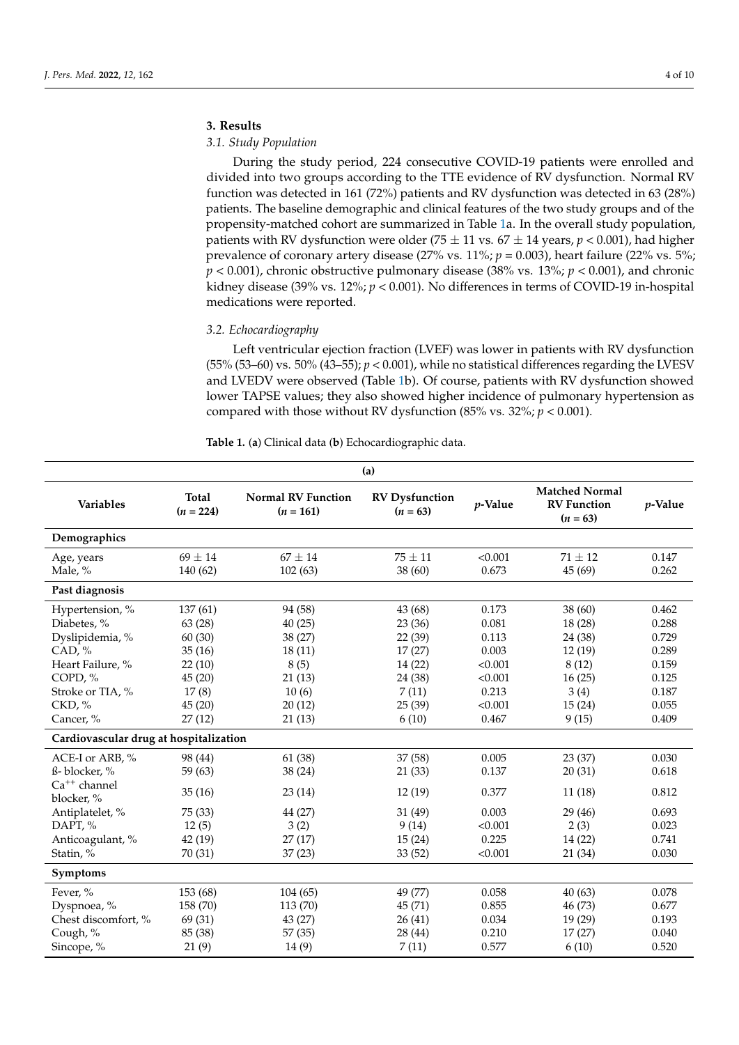## 3. Results

### 3.1. Study Population

During the study period, 224 consecutive COVID-19 patients were enrolled and divided into two groups according to the TTE evidence of RV dysfunction. Normal RV function was detected in 161 (72%) patients and RV dysfunction was detected in 63 (28%) patients. The baseline demographic and clinical features of the two study groups and of the propensity-matched cohort are summarized in Table 1a. In the overall study population, patients with RV dysfunction were older (75 ± 11 vs. 67 ± 14 years, $p < 0.001$), had higher prevalence of coronary artery disease (27% vs. 11%; $p = 0.003$), heart failure (22% vs. 5%; $p < 0.001$), chronic obstructive pulmonary disease (38% vs. 13%; $p < 0.001$), and chronic kidney disease (39% vs. 12%; $p < 0.001$). No differences in terms of COVID-19 in-hospital medications were reported.

### 3.2. Echocardiography

Left ventricular ejection fraction (LVEF) was lower in patients with RV dysfunction (55% (53–60) vs. 50% (43–55); $p < 0.001$), while no statistical differences regarding the LVESV and LVEDV were observed (Table 1b). Of course, patients with RV dysfunction showed lower TAPSE values; they also showed higher incidence of pulmonary hypertension as compared with those without RV dysfunction (85% vs. 32%; $p < 0.001$).

**Table 1.** (**a**) Clinical data (**b**) Echocardiographic data.

(a)

| Variables | Total ($n$ = 224) | Normal RV Function ($n$ = 161) | RV Dysfunction ($n$ = 63) | $p$-Value | Matched Normal RV Function ($n$ = 63) | $p$-Value |
|---|---|---|---|---|---|---|
| **Demographics** | | | | | | |
| Age, years | 69 ± 14 | 67 ± 14 | 75 ± 11 | <0.001 | 71 ± 12 | 0.147 |
| Male, % | 140 (62) | 102 (63) | 38 (60) | 0.673 | 45 (69) | 0.262 |
| **Past diagnosis** | | | | | | |
| Hypertension, % | 137 (61) | 94 (58) | 43 (68) | 0.173 | 38 (60) | 0.462 |
| Diabetes, % | 63 (28) | 40 (25) | 23 (36) | 0.081 | 18 (28) | 0.288 |
| Dyslipidemia, % | 60 (30) | 38 (27) | 22 (39) | 0.113 | 24 (38) | 0.729 |
| CAD, % | 35 (16) | 18 (11) | 17 (27) | 0.003 | 12 (19) | 0.289 |
| Heart Failure, % | 22 (10) | 8 (5) | 14 (22) | <0.001 | 8 (12) | 0.159 |
| COPD, % | 45 (20) | 21 (13) | 24 (38) | <0.001 | 16 (25) | 0.125 |
| Stroke or TIA, % | 17 (8) | 10 (6) | 7 (11) | 0.213 | 3 (4) | 0.187 |
| CKD, % | 45 (20) | 20 (12) | 25 (39) | <0.001 | 15 (24) | 0.055 |
| Cancer, % | 27 (12) | 21 (13) | 6 (10) | 0.467 | 9 (15) | 0.409 |
| **Cardiovascular drug at hospitalization** | | | | | | |
| ACE-I or ARB, % | 98 (44) | 61 (38) | 37 (58) | 0.005 | 23 (37) | 0.030 |
| ß- blocker, % | 59 (63) | 38 (24) | 21 (33) | 0.137 | 20 (31) | 0.618 |
| $Ca^{++}$ channel blocker, % | 35 (16) | 23 (14) | 12 (19) | 0.377 | 11 (18) | 0.812 |
| Antiplatelet, % | 75 (33) | 44 (27) | 31 (49) | 0.003 | 29 (46) | 0.693 |
| DAPT, % | 12 (5) | 3 (2) | 9 (14) | <0.001 | 2 (3) | 0.023 |
| Anticoagulant, % | 42 (19) | 27 (17) | 15 (24) | 0.225 | 14 (22) | 0.741 |
| Statin, % | 70 (31) | 37 (23) | 33 (52) | <0.001 | 21 (34) | 0.030 |
| **Symptoms** | | | | | | |
| Fever, % | 153 (68) | 104 (65) | 49 (77) | 0.058 | 40 (63) | 0.078 |
| Dyspnoea, % | 158 (70) | 113 (70) | 45 (71) | 0.855 | 46 (73) | 0.677 |
| Chest discomfort, % | 69 (31) | 43 (27) | 26 (41) | 0.034 | 19 (29) | 0.193 |
| Cough, % | 85 (38) | 57 (35) | 28 (44) | 0.210 | 17 (27) | 0.040 |
| Sincope, % | 21 (9) | 14 (9) | 7 (11) | 0.577 | 6 (10) | 0.520 |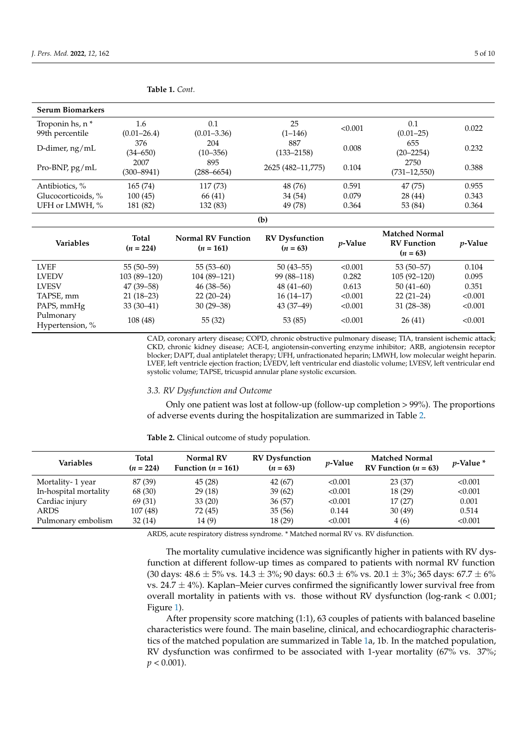**Table 1.** *Cont.*

| **Serum Biomarkers** | | | | | | |
|---|---|---|---|---|---|---|
| Troponin hs, n * 99th percentile | 1.6 (0.01–26.4) | 0.1 (0.01–3.36) | 25 (1–146) | <0.001 | 0.1 (0.01–25) | 0.022 |
| D-dimer, ng/mL | 376 (34–650) | 204 (10–356) | 887 (133–2158) | 0.008 | 655 (20–2254) | 0.232 |
| Pro-BNP, pg/mL | 2007 (300–8941) | 895 (288–6654) | 2625 (482–11,775) | 0.104 | 2750 (731–12,550) | 0.388 |
| Antibiotics, % | 165 (74) | 117 (73) | 48 (76) | 0.591 | 47 (75) | 0.955 |
| Glucocorticoids, % | 100 (45) | 66 (41) | 34 (54) | 0.079 | 28 (44) | 0.343 |
| UFH or LMWH, % | 181 (82) | 132 (83) | 49 (78) | 0.364 | 53 (84) | 0.364 |

**(b)**

| Variables | Total ($n$ = 224) | Normal RV Function ($n$ = 161) | RV Dysfunction ($n$ = 63) | $p$-Value | Matched Normal RV Function ($n$ = 63) | $p$-Value |
|---|---|---|---|---|---|---|
| LVEF | 55 (50–59) | 55 (53–60) | 50 (43–55) | <0.001 | 53 (50–57) | 0.104 |
| LVEDV | 103 (89–120) | 104 (89–121) | 99 (88–118) | 0.282 | 105 (92–120) | 0.095 |
| LVESV | 47 (39–58) | 46 (38–56) | 48 (41–60) | 0.613 | 50 (41–60) | 0.351 |
| TAPSE, mm | 21 (18–23) | 22 (20–24) | 16 (14–17) | <0.001 | 22 (21–24) | <0.001 |
| PAPS, mmHg | 33 (30–41) | 30 (29–38) | 43 (37–49) | <0.001 | 31 (28–38) | <0.001 |
| Pulmonary Hypertension, % | 108 (48) | 55 (32) | 53 (85) | <0.001 | 26 (41) | <0.001 |

CAD, coronary artery disease; COPD, chronic obstructive pulmonary disease; TIA, transient ischemic attack; CKD, chronic kidney disease; ACE-I, angiotensin-converting enzyme inhibitor; ARB, angiotensin receptor blocker; DAPT, dual antiplatelet therapy; UFH, unfractionated heparin; LMWH, low molecular weight heparin. LVEF, left ventricle ejection fraction; LVEDV, left ventricular end diastolic volume; LVESV, left ventricular end systolic volume; TAPSE, tricuspid annular plane systolic excursion.

### 3.3. RV Dysfunction and Outcome

Only one patient was lost at follow-up (follow-up completion > 99%). The proportions of adverse events during the hospitalization are summarized in Table 2.

**Table 2.** Clinical outcome of study population.

| Variables | Total ($n$ = 224) | Normal RV Function ($n$ = 161) | RV Dysfunction ($n$ = 63) | $p$-Value | Matched Normal RV Function ($n$ = 63) | $p$-Value * |
|---|---|---|---|---|---|---|
| Mortality- 1 year | 87 (39) | 45 (28) | 42 (67) | <0.001 | 23 (37) | <0.001 |
| In-hospital mortality | 68 (30) | 29 (18) | 39 (62) | <0.001 | 18 (29) | <0.001 |
| Cardiac injury | 69 (31) | 33 (20) | 36 (57) | <0.001 | 17 (27) | 0.001 |
| ARDS | 107 (48) | 72 (45) | 35 (56) | 0.144 | 30 (49) | 0.514 |
| Pulmonary embolism | 32 (14) | 14 (9) | 18 (29) | <0.001 | 4 (6) | <0.001 |

ARDS, acute respiratory distress syndrome. * Matched normal RV vs. RV disfunction.

The mortality cumulative incidence was significantly higher in patients with RV dysfunction at different follow-up times as compared to patients with normal RV function (30 days: $48.6 \pm 5\%$ vs. $14.3 \pm 3\%$; 90 days: $60.3 \pm 6\%$ vs. $20.1 \pm 3\%$; 365 days: $67.7 \pm 6\%$ vs. $24.7 \pm 4\%$). Kaplan–Meier curves confirmed the significantly lower survival free from overall mortality in patients with vs. those without RV dysfunction (log-rank < 0.001; Figure 1).

After propensity score matching (1:1), 63 couples of patients with balanced baseline characteristics were found. The main baseline, clinical, and echocardiographic characteristics of the matched population are summarized in Table 1a, 1b. In the matched population, RV dysfunction was confirmed to be associated with 1-year mortality (67% vs. 37%; $p < 0.001$).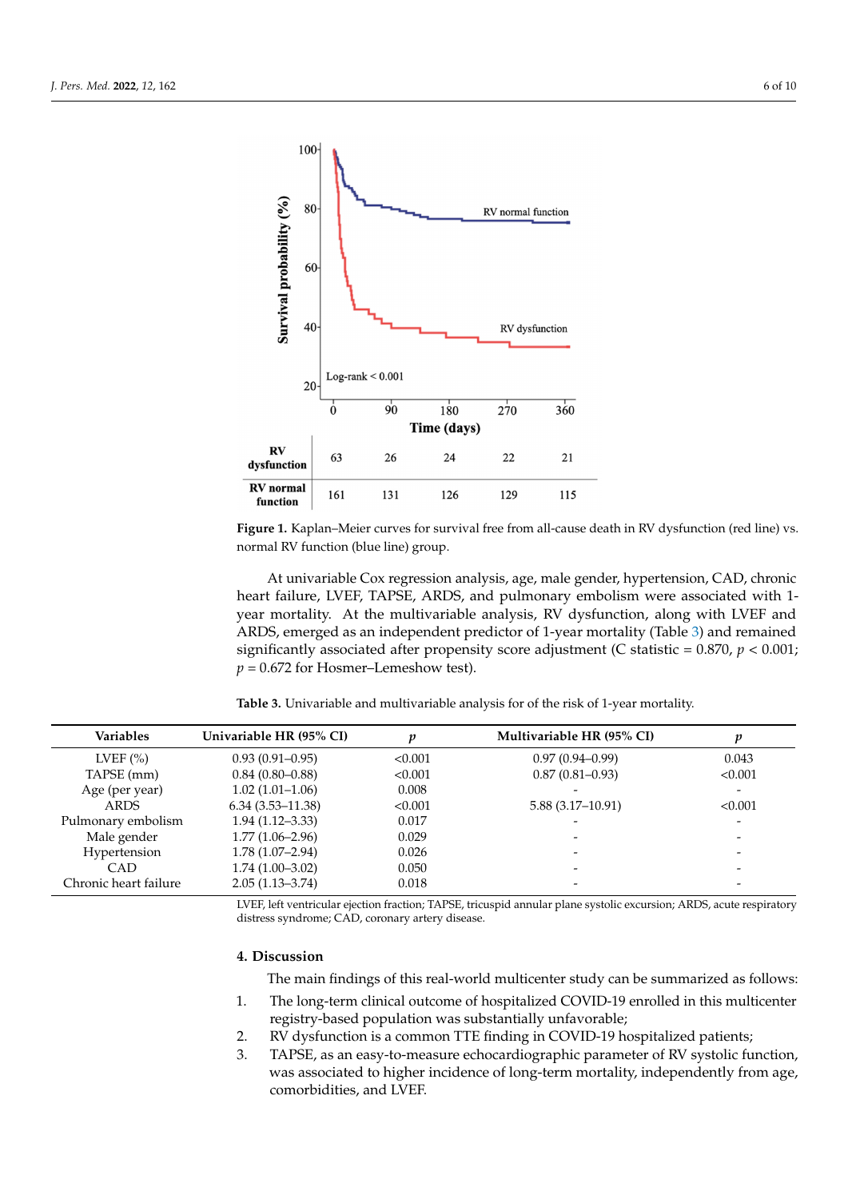| | 0 | 90 | 180 | 270 | 360 |
|---|---|---|---|---|---|
| **RV dysfunction** | 63 | 26 | 24 | 22 | 21 |
| **RV normal function** | 161 | 131 | 126 | 129 | 115 |

**Figure 1.** Kaplan–Meier curves for survival free from all-cause death in RV dysfunction (red line) vs. normal RV function (blue line) group.

At univariable Cox regression analysis, age, male gender, hypertension, CAD, chronic heart failure, LVEF, TAPSE, ARDS, and pulmonary embolism were associated with 1-year mortality. At the multivariable analysis, RV dysfunction, along with LVEF and ARDS, emerged as an independent predictor of 1-year mortality (Table 3) and remained significantly associated after propensity score adjustment (C statistic = 0.870, $p < 0.001$; $p = 0.672$ for Hosmer–Lemeshow test).

**Table 3.** Univariable and multivariable analysis for of the risk of 1-year mortality.

| Variables | Univariable HR (95% CI) | *p* | Multivariable HR (95% CI) | *p* |
|---|---|---|---|---|
| LVEF (%) | 0.93 (0.91–0.95) | <0.001 | 0.97 (0.94–0.99) | 0.043 |
| TAPSE (mm) | 0.84 (0.80–0.88) | <0.001 | 0.87 (0.81–0.93) | <0.001 |
| Age (per year) | 1.02 (1.01–1.06) | 0.008 | - | - |
| ARDS | 6.34 (3.53–11.38) | <0.001 | 5.88 (3.17–10.91) | <0.001 |
| Pulmonary embolism | 1.94 (1.12–3.33) | 0.017 | - | - |
| Male gender | 1.77 (1.06–2.96) | 0.029 | - | - |
| Hypertension | 1.78 (1.07–2.94) | 0.026 | - | - |
| CAD | 1.74 (1.00–3.02) | 0.050 | - | - |
| Chronic heart failure | 2.05 (1.13–3.74) | 0.018 | - | - |

LVEF, left ventricular ejection fraction; TAPSE, tricuspid annular plane systolic excursion; ARDS, acute respiratory distress syndrome; CAD, coronary artery disease.

## 4. Discussion

The main findings of this real-world multicenter study can be summarized as follows:

1. The long-term clinical outcome of hospitalized COVID-19 enrolled in this multicenter registry-based population was substantially unfavorable;
2. RV dysfunction is a common TTE finding in COVID-19 hospitalized patients;
3. TAPSE, as an easy-to-measure echocardiographic parameter of RV systolic function, was associated to higher incidence of long-term mortality, independently from age, comorbidities, and LVEF.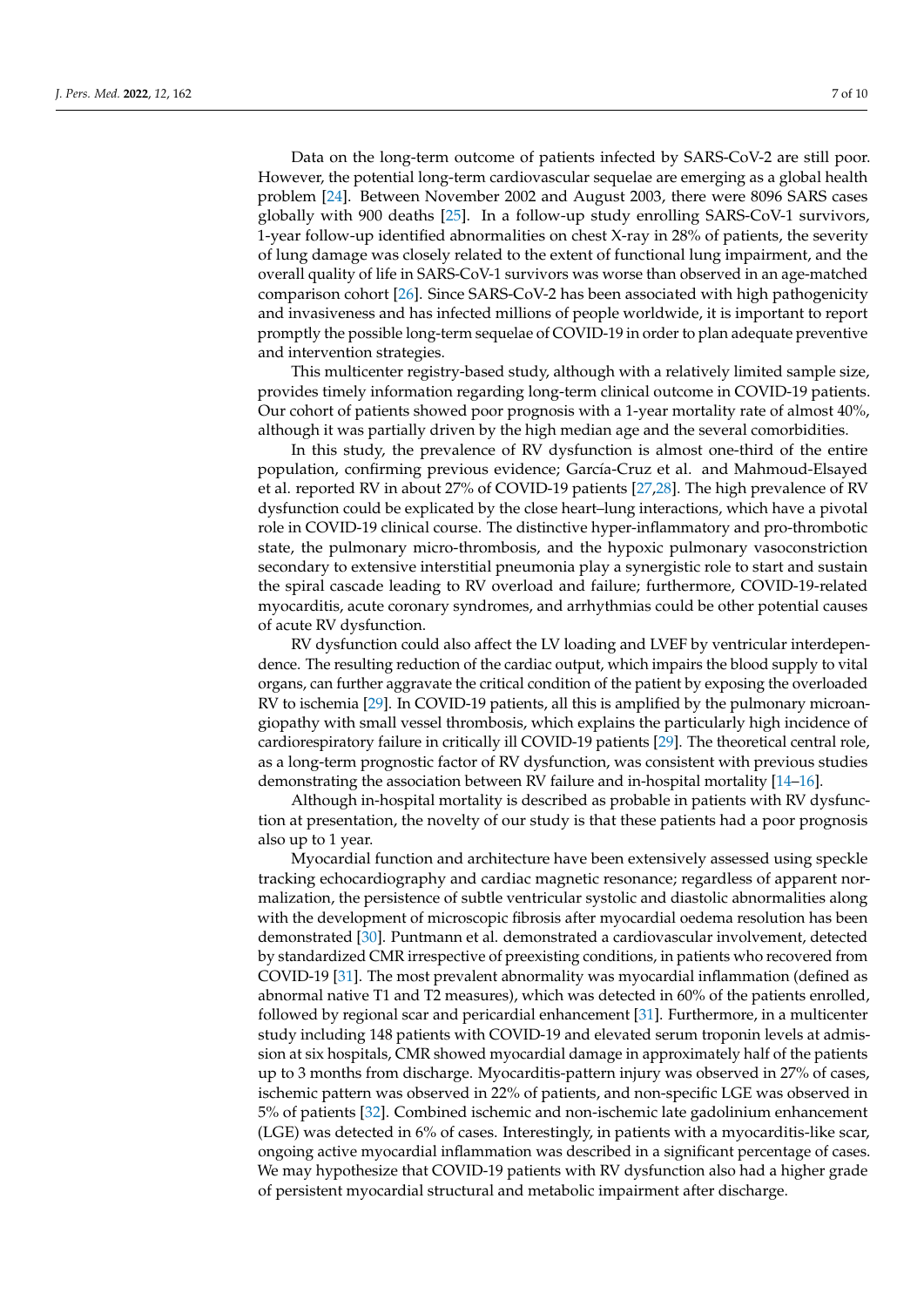Data on the long-term outcome of patients infected by SARS-CoV-2 are still poor. However, the potential long-term cardiovascular sequelae are emerging as a global health problem [24]. Between November 2002 and August 2003, there were 8096 SARS cases globally with 900 deaths [25]. In a follow-up study enrolling SARS-CoV-1 survivors, 1-year follow-up identified abnormalities on chest X-ray in 28% of patients, the severity of lung damage was closely related to the extent of functional lung impairment, and the overall quality of life in SARS-CoV-1 survivors was worse than observed in an age-matched comparison cohort [26]. Since SARS-CoV-2 has been associated with high pathogenicity and invasiveness and has infected millions of people worldwide, it is important to report promptly the possible long-term sequelae of COVID-19 in order to plan adequate preventive and intervention strategies.

This multicenter registry-based study, although with a relatively limited sample size, provides timely information regarding long-term clinical outcome in COVID-19 patients. Our cohort of patients showed poor prognosis with a 1-year mortality rate of almost 40%, although it was partially driven by the high median age and the several comorbidities.

In this study, the prevalence of RV dysfunction is almost one-third of the entire population, confirming previous evidence; García-Cruz et al. and Mahmoud-Elsayed et al. reported RV in about 27% of COVID-19 patients [27,28]. The high prevalence of RV dysfunction could be explicated by the close heart–lung interactions, which have a pivotal role in COVID-19 clinical course. The distinctive hyper-inflammatory and pro-thrombotic state, the pulmonary micro-thrombosis, and the hypoxic pulmonary vasoconstriction secondary to extensive interstitial pneumonia play a synergistic role to start and sustain the spiral cascade leading to RV overload and failure; furthermore, COVID-19-related myocarditis, acute coronary syndromes, and arrhythmias could be other potential causes of acute RV dysfunction.

RV dysfunction could also affect the LV loading and LVEF by ventricular interdependence. The resulting reduction of the cardiac output, which impairs the blood supply to vital organs, can further aggravate the critical condition of the patient by exposing the overloaded RV to ischemia [29]. In COVID-19 patients, all this is amplified by the pulmonary microangiopathy with small vessel thrombosis, which explains the particularly high incidence of cardiorespiratory failure in critically ill COVID-19 patients [29]. The theoretical central role, as a long-term prognostic factor of RV dysfunction, was consistent with previous studies demonstrating the association between RV failure and in-hospital mortality [14–16].

Although in-hospital mortality is described as probable in patients with RV dysfunction at presentation, the novelty of our study is that these patients had a poor prognosis also up to 1 year.

Myocardial function and architecture have been extensively assessed using speckle tracking echocardiography and cardiac magnetic resonance; regardless of apparent normalization, the persistence of subtle ventricular systolic and diastolic abnormalities along with the development of microscopic fibrosis after myocardial oedema resolution has been demonstrated [30]. Puntmann et al. demonstrated a cardiovascular involvement, detected by standardized CMR irrespective of preexisting conditions, in patients who recovered from COVID-19 [31]. The most prevalent abnormality was myocardial inflammation (defined as abnormal native T1 and T2 measures), which was detected in 60% of the patients enrolled, followed by regional scar and pericardial enhancement [31]. Furthermore, in a multicenter study including 148 patients with COVID-19 and elevated serum troponin levels at admission at six hospitals, CMR showed myocardial damage in approximately half of the patients up to 3 months from discharge. Myocarditis-pattern injury was observed in 27% of cases, ischemic pattern was observed in 22% of patients, and non-specific LGE was observed in 5% of patients [32]. Combined ischemic and non-ischemic late gadolinium enhancement (LGE) was detected in 6% of cases. Interestingly, in patients with a myocarditis-like scar, ongoing active myocardial inflammation was described in a significant percentage of cases. We may hypothesize that COVID-19 patients with RV dysfunction also had a higher grade of persistent myocardial structural and metabolic impairment after discharge.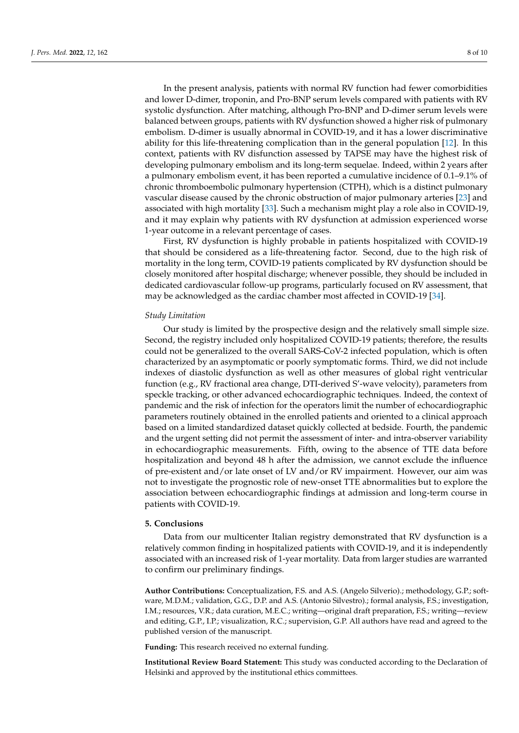In the present analysis, patients with normal RV function had fewer comorbidities and lower D-dimer, troponin, and Pro-BNP serum levels compared with patients with RV systolic dysfunction. After matching, although Pro-BNP and D-dimer serum levels were balanced between groups, patients with RV dysfunction showed a higher risk of pulmonary embolism. D-dimer is usually abnormal in COVID-19, and it has a lower discriminative ability for this life-threatening complication than in the general population [12]. In this context, patients with RV disfunction assessed by TAPSE may have the highest risk of developing pulmonary embolism and its long-term sequelae. Indeed, within 2 years after a pulmonary embolism event, it has been reported a cumulative incidence of 0.1–9.1% of chronic thromboembolic pulmonary hypertension (CTPH), which is a distinct pulmonary vascular disease caused by the chronic obstruction of major pulmonary arteries [23] and associated with high mortality [33]. Such a mechanism might play a role also in COVID-19, and it may explain why patients with RV dysfunction at admission experienced worse 1-year outcome in a relevant percentage of cases.

First, RV dysfunction is highly probable in patients hospitalized with COVID-19 that should be considered as a life-threatening factor. Second, due to the high risk of mortality in the long term, COVID-19 patients complicated by RV dysfunction should be closely monitored after hospital discharge; whenever possible, they should be included in dedicated cardiovascular follow-up programs, particularly focused on RV assessment, that may be acknowledged as the cardiac chamber most affected in COVID-19 [34].

*Study Limitation*

Our study is limited by the prospective design and the relatively small simple size. Second, the registry included only hospitalized COVID-19 patients; therefore, the results could not be generalized to the overall SARS-CoV-2 infected population, which is often characterized by an asymptomatic or poorly symptomatic forms. Third, we did not include indexes of diastolic dysfunction as well as other measures of global right ventricular function (e.g., RV fractional area change, DTI-derived S'-wave velocity), parameters from speckle tracking, or other advanced echocardiographic techniques. Indeed, the context of pandemic and the risk of infection for the operators limit the number of echocardiographic parameters routinely obtained in the enrolled patients and oriented to a clinical approach based on a limited standardized dataset quickly collected at bedside. Fourth, the pandemic and the urgent setting did not permit the assessment of inter- and intra-observer variability in echocardiographic measurements. Fifth, owing to the absence of TTE data before hospitalization and beyond 48 h after the admission, we cannot exclude the influence of pre-existent and/or late onset of LV and/or RV impairment. However, our aim was not to investigate the prognostic role of new-onset TTE abnormalities but to explore the association between echocardiographic findings at admission and long-term course in patients with COVID-19.

## 5. Conclusions

Data from our multicenter Italian registry demonstrated that RV dysfunction is a relatively common finding in hospitalized patients with COVID-19, and it is independently associated with an increased risk of 1-year mortality. Data from larger studies are warranted to confirm our preliminary findings.

**Author Contributions:** Conceptualization, F.S. and A.S. (Angelo Silverio).; methodology, G.P.; software, M.D.M.; validation, G.G., D.P. and A.S. (Antonio Silvestro).; formal analysis, F.S.; investigation, I.M.; resources, V.R.; data curation, M.E.C.; writing—original draft preparation, F.S.; writing—review and editing, G.P., I.P.; visualization, R.C.; supervision, G.P. All authors have read and agreed to the published version of the manuscript.

**Funding:** This research received no external funding.

**Institutional Review Board Statement:** This study was conducted according to the Declaration of Helsinki and approved by the institutional ethics committees.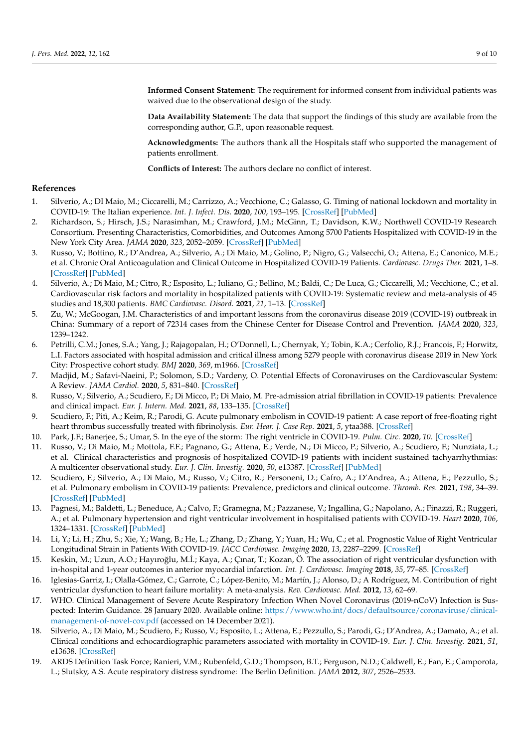**Informed Consent Statement:** The requirement for informed consent from individual patients was waived due to the observational design of the study.

**Data Availability Statement:** The data that support the findings of this study are available from the corresponding author, G.P., upon reasonable request.

**Acknowledgments:** The authors thank all the Hospitals staff who supported the management of patients enrollment.

**Conflicts of Interest:** The authors declare no conflict of interest.

## References

1. Silverio, A.; DI Maio, M.; Ciccarelli, M.; Carrizzo, A.; Vecchione, C.; Galasso, G. Timing of national lockdown and mortality in COVID-19: The Italian experience. *Int. J. Infect. Dis.* **2020**, *100*, 193–195. [CrossRef] [PubMed]
2. Richardson, S.; Hirsch, J.S.; Narasimhan, M.; Crawford, J.M.; McGinn, T.; Davidson, K.W.; Northwell COVID-19 Research Consortium. Presenting Characteristics, Comorbidities, and Outcomes Among 5700 Patients Hospitalized with COVID-19 in the New York City Area. *JAMA* **2020**, *323*, 2052–2059. [CrossRef] [PubMed]
3. Russo, V.; Bottino, R.; D'Andrea, A.; Silverio, A.; Di Maio, M.; Golino, P.; Nigro, G.; Valsecchi, O.; Attena, E.; Canonico, M.E.; et al. Chronic Oral Anticoagulation and Clinical Outcome in Hospitalized COVID-19 Patients. *Cardiovasc. Drugs Ther.* **2021**, 1–8. [CrossRef] [PubMed]
4. Silverio, A.; Di Maio, M.; Citro, R.; Esposito, L.; Iuliano, G.; Bellino, M.; Baldi, C.; De Luca, G.; Ciccarelli, M.; Vecchione, C.; et al. Cardiovascular risk factors and mortality in hospitalized patients with COVID-19: Systematic review and meta-analysis of 45 studies and 18,300 patients. *BMC Cardiovasc. Disord.* **2021**, *21*, 1–13. [CrossRef]
5. Zu, W.; McGoogan, J.M. Characteristics of and important lessons from the coronavirus disease 2019 (COVID-19) outbreak in China: Summary of a report of 72314 cases from the Chinese Center for Disease Control and Prevention. *JAMA* **2020**, *323*, 1239–1242.
6. Petrilli, C.M.; Jones, S.A.; Yang, J.; Rajagopalan, H.; O'Donnell, L.; Chernyak, Y.; Tobin, K.A.; Cerfolio, R.J.; Francois, F.; Horwitz, L.I. Factors associated with hospital admission and critical illness among 5279 people with coronavirus disease 2019 in New York City: Prospective cohort study. *BMJ* **2020**, *369*, m1966. [CrossRef]
7. Madjid, M.; Safavi-Naeini, P.; Solomon, S.D.; Vardeny, O. Potential Effects of Coronaviruses on the Cardiovascular System: A Review. *JAMA Cardiol.* **2020**, *5*, 831–840. [CrossRef]
8. Russo, V.; Silverio, A.; Scudiero, F.; Di Micco, P.; Di Maio, M. Pre-admission atrial fibrillation in COVID-19 patients: Prevalence and clinical impact. *Eur. J. Intern. Med.* **2021**, *88*, 133–135. [CrossRef]
9. Scudiero, F.; Pitì, A.; Keim, R.; Parodi, G. Acute pulmonary embolism in COVID-19 patient: A case report of free-floating right heart thrombus successfully treated with fibrinolysis. *Eur. Hear. J. Case Rep.* **2021**, *5*, ytaa388. [CrossRef]
10. Park, J.F.; Banerjee, S.; Umar, S. In the eye of the storm: The right ventricle in COVID-19. *Pulm. Circ.* **2020**, *10*. [CrossRef]
11. Russo, V.; Di Maio, M.; Mottola, F.F.; Pagnano, G.; Attena, E.; Verde, N.; Di Micco, P.; Silverio, A.; Scudiero, F.; Nunziata, L.; et al. Clinical characteristics and prognosis of hospitalized COVID-19 patients with incident sustained tachyarrhythmias: A multicenter observational study. *Eur. J. Clin. Investig.* **2020**, *50*, e13387. [CrossRef] [PubMed]
12. Scudiero, F.; Silverio, A.; Di Maio, M.; Russo, V.; Citro, R.; Personeni, D.; Cafro, A.; D'Andrea, A.; Attena, E.; Pezzullo, S.; et al. Pulmonary embolism in COVID-19 patients: Prevalence, predictors and clinical outcome. *Thromb. Res.* **2021**, *198*, 34–39. [CrossRef] [PubMed]
13. Pagnesi, M.; Baldetti, L.; Beneduce, A.; Calvo, F.; Gramegna, M.; Pazzanese, V.; Ingallina, G.; Napolano, A.; Finazzi, R.; Ruggeri, A.; et al. Pulmonary hypertension and right ventricular involvement in hospitalised patients with COVID-19. *Heart* **2020**, *106*, 1324–1331. [CrossRef] [PubMed]
14. Li, Y.; Li, H.; Zhu, S.; Xie, Y.; Wang, B.; He, L.; Zhang, D.; Zhang, Y.; Yuan, H.; Wu, C.; et al. Prognostic Value of Right Ventricular Longitudinal Strain in Patients With COVID-19. *JACC Cardiovasc. Imaging* **2020**, *13*, 2287–2299. [CrossRef]
15. Keskin, M.; Uzun, A.O.; Hayıroğlu, M.İ.; Kaya, A.; Çınar, T.; Kozan, Ö. The association of right ventricular dysfunction with in-hospital and 1-year outcomes in anterior myocardial infarction. *Int. J. Cardiovasc. Imaging* **2018**, *35*, 77–85. [CrossRef]
16. Iglesias-Garriz, I.; Olalla-Gómez, C.; Garrote, C.; López-Benito, M.; Martín, J.; Alonso, D.; A Rodríguez, M. Contribution of right ventricular dysfunction to heart failure mortality: A meta-analysis. *Rev. Cardiovasc. Med.* **2012**, *13*, 62–69.
17. WHO. Clinical Management of Severe Acute Respiratory Infection When Novel Coronavirus (2019-nCoV) Infection is Suspected: Interim Guidance. 28 January 2020. Available online: https://www.who.int/docs/defaultsource/coronaviruse/clinical-management-of-novel-cov.pdf (accessed on 14 December 2021).
18. Silverio, A.; Di Maio, M.; Scudiero, F.; Russo, V.; Esposito, L.; Attena, E.; Pezzullo, S.; Parodi, G.; D'Andrea, A.; Damato, A.; et al. Clinical conditions and echocardiographic parameters associated with mortality in COVID-19. *Eur. J. Clin. Investig.* **2021**, *51*, e13638. [CrossRef]
19. ARDS Definition Task Force; Ranieri, V.M.; Rubenfeld, G.D.; Thompson, B.T.; Ferguson, N.D.; Caldwell, E.; Fan, E.; Camporota, L.; Slutsky, A.S. Acute respiratory distress syndrome: The Berlin Definition. *JAMA* **2012**, *307*, 2526–2533.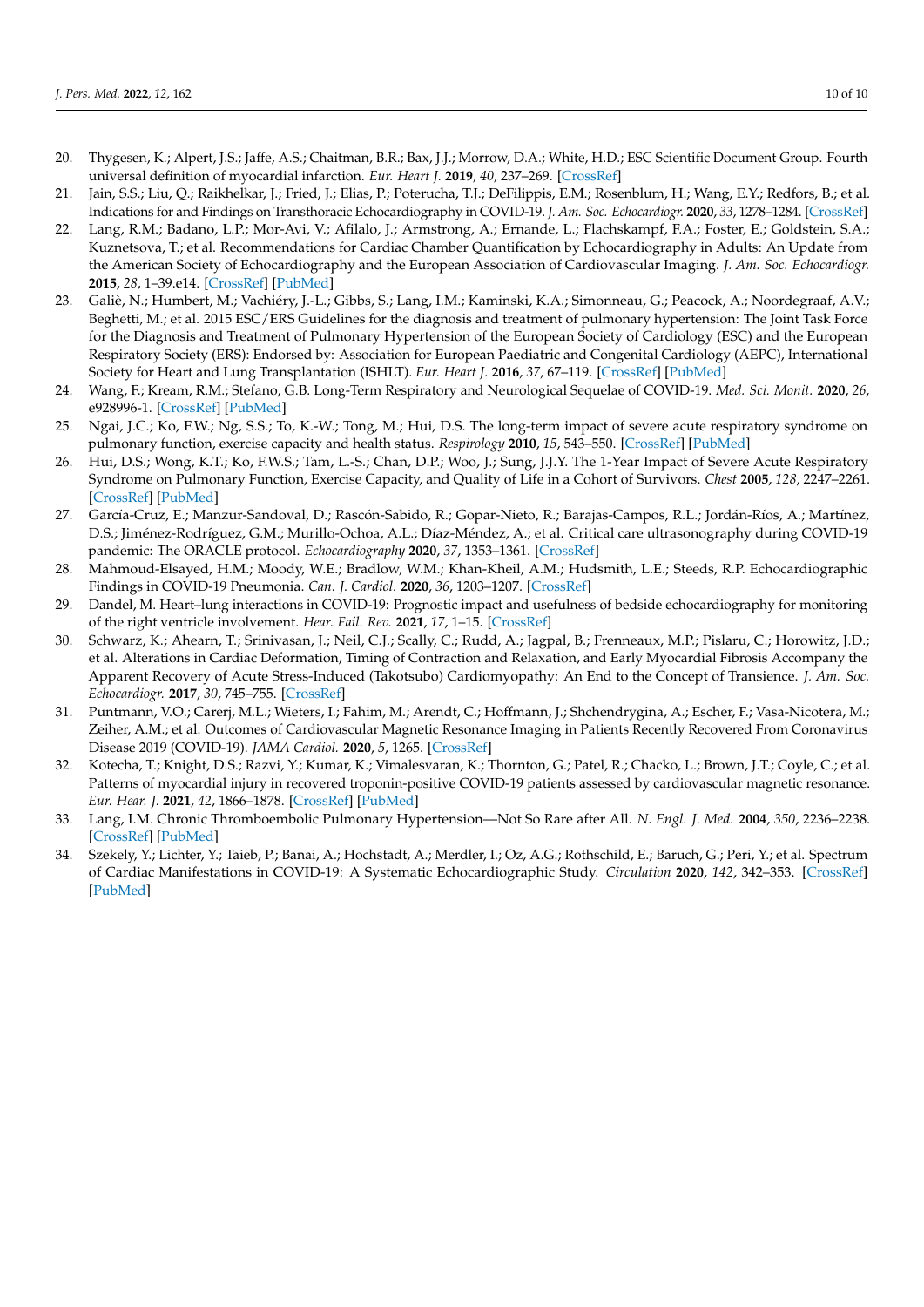20. Thygesen, K.; Alpert, J.S.; Jaffe, A.S.; Chaitman, B.R.; Bax, J.J.; Morrow, D.A.; White, H.D.; ESC Scientific Document Group. Fourth universal definition of myocardial infarction. *Eur. Heart J.* **2019**, *40*, 237–269. [CrossRef]
21. Jain, S.S.; Liu, Q.; Raikhelkar, J.; Fried, J.; Elias, P.; Poterucha, T.J.; DeFilippis, E.M.; Rosenblum, H.; Wang, E.Y.; Redfors, B.; et al. Indications for and Findings on Transthoracic Echocardiography in COVID-19. *J. Am. Soc. Echocardiogr.* **2020**, *33*, 1278–1284. [CrossRef]
22. Lang, R.M.; Badano, L.P.; Mor-Avi, V.; Afilalo, J.; Armstrong, A.; Ernande, L.; Flachskampf, F.A.; Foster, E.; Goldstein, S.A.; Kuznetsova, T.; et al. Recommendations for Cardiac Chamber Quantification by Echocardiography in Adults: An Update from the American Society of Echocardiography and the European Association of Cardiovascular Imaging. *J. Am. Soc. Echocardiogr.* **2015**, *28*, 1–39.e14. [CrossRef] [PubMed]
23. Galiè, N.; Humbert, M.; Vachiéry, J.-L.; Gibbs, S.; Lang, I.M.; Kaminski, K.A.; Simonneau, G.; Peacock, A.; Noordegraaf, A.V.; Beghetti, M.; et al. 2015 ESC/ERS Guidelines for the diagnosis and treatment of pulmonary hypertension: The Joint Task Force for the Diagnosis and Treatment of Pulmonary Hypertension of the European Society of Cardiology (ESC) and the European Respiratory Society (ERS): Endorsed by: Association for European Paediatric and Congenital Cardiology (AEPC), International Society for Heart and Lung Transplantation (ISHLT). *Eur. Heart J.* **2016**, *37*, 67–119. [CrossRef] [PubMed]
24. Wang, F.; Kream, R.M.; Stefano, G.B. Long-Term Respiratory and Neurological Sequelae of COVID-19. *Med. Sci. Monit.* **2020**, *26*, e928996-1. [CrossRef] [PubMed]
25. Ngai, J.C.; Ko, F.W.; Ng, S.S.; To, K.-W.; Tong, M.; Hui, D.S. The long-term impact of severe acute respiratory syndrome on pulmonary function, exercise capacity and health status. *Respirology* **2010**, *15*, 543–550. [CrossRef] [PubMed]
26. Hui, D.S.; Wong, K.T.; Ko, F.W.S.; Tam, L.-S.; Chan, D.P.; Woo, J.; Sung, J.J.Y. The 1-Year Impact of Severe Acute Respiratory Syndrome on Pulmonary Function, Exercise Capacity, and Quality of Life in a Cohort of Survivors. *Chest* **2005**, *128*, 2247–2261. [CrossRef] [PubMed]
27. García-Cruz, E.; Manzur-Sandoval, D.; Rascón-Sabido, R.; Gopar-Nieto, R.; Barajas-Campos, R.L.; Jordán-Ríos, A.; Martínez, D.S.; Jiménez-Rodríguez, G.M.; Murillo-Ochoa, A.L.; Díaz-Méndez, A.; et al. Critical care ultrasonography during COVID-19 pandemic: The ORACLE protocol. *Echocardiography* **2020**, *37*, 1353–1361. [CrossRef]
28. Mahmoud-Elsayed, H.M.; Moody, W.E.; Bradlow, W.M.; Khan-Kheil, A.M.; Hudsmith, L.E.; Steeds, R.P. Echocardiographic Findings in COVID-19 Pneumonia. *Can. J. Cardiol.* **2020**, *36*, 1203–1207. [CrossRef]
29. Dandel, M. Heart–lung interactions in COVID-19: Prognostic impact and usefulness of bedside echocardiography for monitoring of the right ventricle involvement. *Hear. Fail. Rev.* **2021**, *17*, 1–15. [CrossRef]
30. Schwarz, K.; Ahearn, T.; Srinivasan, J.; Neil, C.J.; Scally, C.; Rudd, A.; Jagpal, B.; Frenneaux, M.P.; Pislaru, C.; Horowitz, J.D.; et al. Alterations in Cardiac Deformation, Timing of Contraction and Relaxation, and Early Myocardial Fibrosis Accompany the Apparent Recovery of Acute Stress-Induced (Takotsubo) Cardiomyopathy: An End to the Concept of Transience. *J. Am. Soc. Echocardiogr.* **2017**, *30*, 745–755. [CrossRef]
31. Puntmann, V.O.; Carerj, M.L.; Wieters, I.; Fahim, M.; Arendt, C.; Hoffmann, J.; Shchendrygina, A.; Escher, F.; Vasa-Nicotera, M.; Zeiher, A.M.; et al. Outcomes of Cardiovascular Magnetic Resonance Imaging in Patients Recently Recovered From Coronavirus Disease 2019 (COVID-19). *JAMA Cardiol.* **2020**, *5*, 1265. [CrossRef]
32. Kotecha, T.; Knight, D.S.; Razvi, Y.; Kumar, K.; Vimalesvaran, K.; Thornton, G.; Patel, R.; Chacko, L.; Brown, J.T.; Coyle, C.; et al. Patterns of myocardial injury in recovered troponin-positive COVID-19 patients assessed by cardiovascular magnetic resonance. *Eur. Hear. J.* **2021**, *42*, 1866–1878. [CrossRef] [PubMed]
33. Lang, I.M. Chronic Thromboembolic Pulmonary Hypertension—Not So Rare after All. *N. Engl. J. Med.* **2004**, *350*, 2236–2238. [CrossRef] [PubMed]
34. Szekely, Y.; Lichter, Y.; Taieb, P.; Banai, A.; Hochstadt, A.; Merdler, I.; Oz, A.G.; Rothschild, E.; Baruch, G.; Peri, Y.; et al. Spectrum of Cardiac Manifestations in COVID-19: A Systematic Echocardiographic Study. *Circulation* **2020**, *142*, 342–353. [CrossRef] [PubMed]